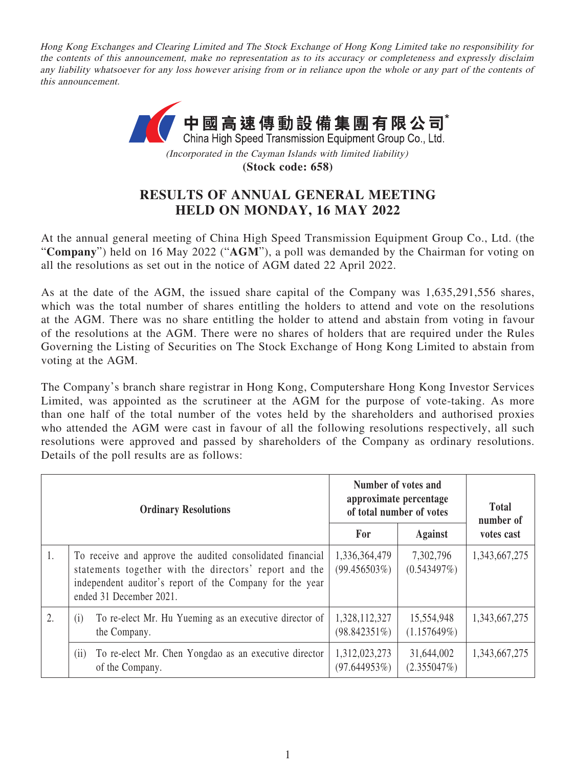*Hong Kong Exchanges and Clearing Limited and The Stock Exchange of Hong Kong Limited take no responsibility for the contents of this announcement, make no representation as to its accuracy or completeness and expressly disclaim any liability whatsoever for any loss however arising from or in reliance upon the whole or any part of the contents of this announcement.*

**中國高速傳動設備集團有限公司***

**China High Speed Transmission Equipment Group Co., Ltd.**

*(Incorporated in the Cayman Islands with limited liability)*

**(Stock code: 658)**

# RESULTS OF ANNUAL GENERAL MEETING HELD ON MONDAY, 16 MAY 2022

At the annual general meeting of China High Speed Transmission Equipment Group Co., Ltd. (the "**Company**") held on 16 May 2022 ("**AGM**"), a poll was demanded by the Chairman for voting on all the resolutions as set out in the notice of AGM dated 22 April 2022.

As at the date of the AGM, the issued share capital of the Company was 1,635,291,556 shares, which was the total number of shares entitling the holders to attend and vote on the resolutions at the AGM. There was no share entitling the holder to attend and abstain from voting in favour of the resolutions at the AGM. There were no shares of holders that are required under the Rules Governing the Listing of Securities on The Stock Exchange of Hong Kong Limited to abstain from voting at the AGM.

The Company's branch share registrar in Hong Kong, Computershare Hong Kong Investor Services Limited, was appointed as the scrutineer at the AGM for the purpose of vote-taking. As more than one half of the total number of the votes held by the shareholders and authorised proxies who attended the AGM were cast in favour of all the following resolutions respectively, all such resolutions were approved and passed by shareholders of the Company as ordinary resolutions. Details of the poll results are as follows:

| | Ordinary Resolutions | Number of votes and approximate percentage of total number of votes | | Total number of votes cast |
|---|---|---|---|---|
| | | For | Against | |
| 1. | To receive and approve the audited consolidated financial statements together with the directors' report and the independent auditor's report of the Company for the year ended 31 December 2021. | 1,336,364,479 (99.456503%) | 7,302,796 (0.543497%) | 1,343,667,275 |
| 2. | (i) To re-elect Mr. Hu Yueming as an executive director of the Company. | 1,328,112,327 (98.842351%) | 15,554,948 (1.157649%) | 1,343,667,275 |
| | (ii) To re-elect Mr. Chen Yongdao as an executive director of the Company. | 1,312,023,273 (97.644953%) | 31,644,002 (2.355047%) | 1,343,667,275 |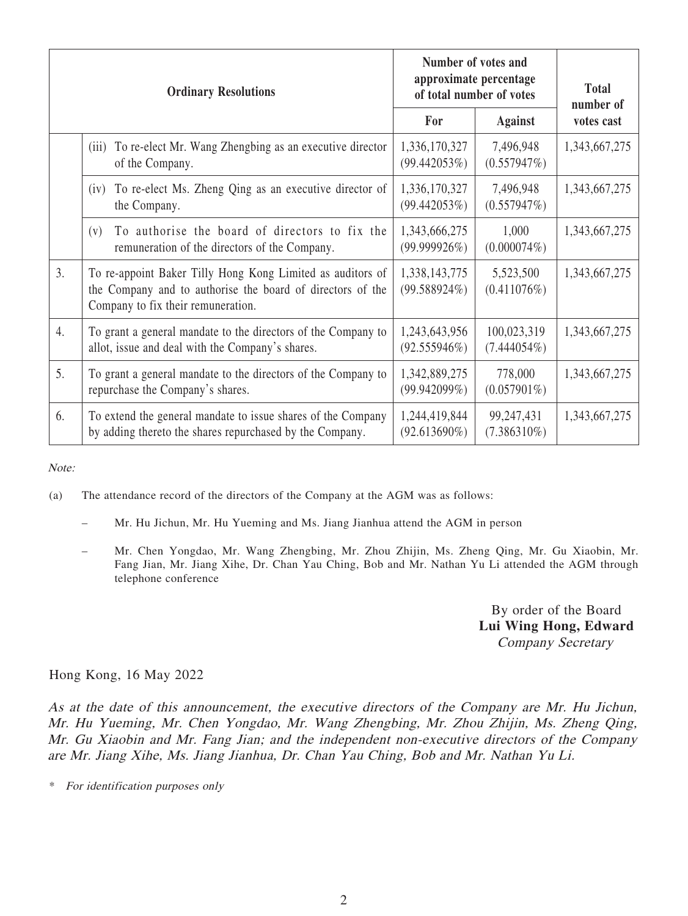| Ordinary Resolutions | | Number of votes and approximate percentage of total number of votes | | Total number of votes cast |
|---|---|---|---|---|
| | | For | Against | |
| | (iii) To re-elect Mr. Wang Zhengbing as an executive director of the Company. | 1,336,170,327 (99.442053%) | 7,496,948 (0.557947%) | 1,343,667,275 |
| | (iv) To re-elect Ms. Zheng Qing as an executive director of the Company. | 1,336,170,327 (99.442053%) | 7,496,948 (0.557947%) | 1,343,667,275 |
| | (v) To authorise the board of directors to fix the remuneration of the directors of the Company. | 1,343,666,275 (99.999926%) | 1,000 (0.000074%) | 1,343,667,275 |
| 3. | To re-appoint Baker Tilly Hong Kong Limited as auditors of the Company and to authorise the board of directors of the Company to fix their remuneration. | 1,338,143,775 (99.588924%) | 5,523,500 (0.411076%) | 1,343,667,275 |
| 4. | To grant a general mandate to the directors of the Company to allot, issue and deal with the Company's shares. | 1,243,643,956 (92.555946%) | 100,023,319 (7.444054%) | 1,343,667,275 |
| 5. | To grant a general mandate to the directors of the Company to repurchase the Company's shares. | 1,342,889,275 (99.942099%) | 778,000 (0.057901%) | 1,343,667,275 |
| 6. | To extend the general mandate to issue shares of the Company by adding thereto the shares repurchased by the Company. | 1,244,419,844 (92.613690%) | 99,247,431 (7.386310%) | 1,343,667,275 |

*Note:*

(a) The attendance record of the directors of the Company at the AGM was as follows:

- Mr. Hu Jichun, Mr. Hu Yueming and Ms. Jiang Jianhua attend the AGM in person
- Mr. Chen Yongdao, Mr. Wang Zhengbing, Mr. Zhou Zhijin, Ms. Zheng Qing, Mr. Gu Xiaobin, Mr. Fang Jian, Mr. Jiang Xihe, Dr. Chan Yau Ching, Bob and Mr. Nathan Yu Li attended the AGM through telephone conference

By order of the Board
**Lui Wing Hong, Edward**
*Company Secretary*

Hong Kong, 16 May 2022

*As at the date of this announcement, the executive directors of the Company are Mr. Hu Jichun, Mr. Hu Yueming, Mr. Chen Yongdao, Mr. Wang Zhengbing, Mr. Zhou Zhijin, Ms. Zheng Qing, Mr. Gu Xiaobin and Mr. Fang Jian; and the independent non-executive directors of the Company are Mr. Jiang Xihe, Ms. Jiang Jianhua, Dr. Chan Yau Ching, Bob and Mr. Nathan Yu Li.*

\* *For identification purposes only*